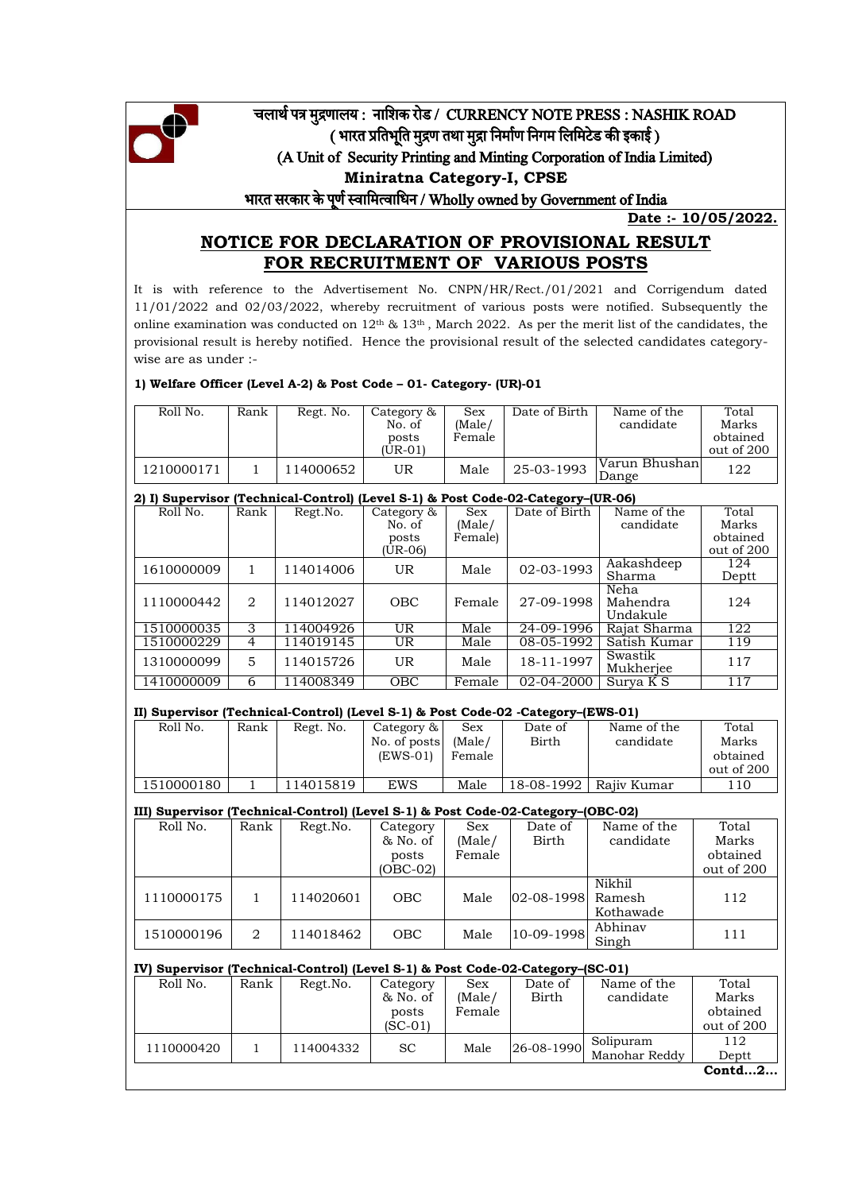# चलार्थ पत्र मुद्रणालय : नाशिक रोड / CURRENCY NOTE PRESS : NASHIK ROAD

**( भारत प्रतिभूति मुद्रण तथा मुद्रा निर्माण निगम लिमिटेड की इकाई )**

**(A Unit of Security Printing and Minting Corporation of India Limited)**

**Miniratna Category-I, CPSE**

**भारत सरकार के पूर्ण स्वामित्वाधिन / Wholly owned by Government of India**

**Date :- 10/05/2022.**

## NOTICE FOR DECLARATION OF PROVISIONAL RESULT FOR RECRUITMENT OF VARIOUS POSTS

It is with reference to the Advertisement No. CNPN/HR/Rect./01/2021 and Corrigendum dated 11/01/2022 and 02/03/2022, whereby recruitment of various posts were notified. Subsequently the online examination was conducted on 12th & 13th , March 2022. As per the merit list of the candidates, the provisional result is hereby notified. Hence the provisional result of the selected candidates category-wise are as under :-

**1) Welfare Officer (Level A-2) & Post Code – 01- Category- (UR)-01**

| Roll No. | Rank | Regt. No. | Category & No. of posts (UR-01) | Sex (Male/ Female | Date of Birth | Name of the candidate | Total Marks obtained out of 200 |
|---|---|---|---|---|---|---|---|
| 1210000171 | 1 | 114000652 | UR | Male | 25-03-1993 | Varun Bhushan Dange | 122 |

**2) I) Supervisor (Technical-Control) (Level S-1) & Post Code-02-Category–(UR-06)**

| Roll No. | Rank | Regt.No. | Category & No. of posts (UR-06) | Sex (Male/ Female) | Date of Birth | Name of the candidate | Total Marks obtained out of 200 |
|---|---|---|---|---|---|---|---|
| 1610000009 | 1 | 114014006 | UR | Male | 02-03-1993 | Aakashdeep Sharma | 124 Deptt |
| 1110000442 | 2 | 114012027 | OBC | Female | 27-09-1998 | Neha Mahendra Undakule | 124 |
| 1510000035 | 3 | 114004926 | UR | Male | 24-09-1996 | Rajat Sharma | 122 |
| 1510000229 | 4 | 114019145 | UR | Male | 08-05-1992 | Satish Kumar | 119 |
| 1310000099 | 5 | 114015726 | UR | Male | 18-11-1997 | Swastik Mukherjee | 117 |
| 1410000009 | 6 | 114008349 | OBC | Female | 02-04-2000 | Surya K S | 117 |

**II) Supervisor (Technical-Control) (Level S-1) & Post Code-02 -Category–(EWS-01)**

| Roll No. | Rank | Regt. No. | Category & No. of posts (EWS-01) | Sex (Male/ Female | Date of Birth | Name of the candidate | Total Marks obtained out of 200 |
|---|---|---|---|---|---|---|---|
| 1510000180 | 1 | 114015819 | EWS | Male | 18-08-1992 | Rajiv Kumar | 110 |

**III) Supervisor (Technical-Control) (Level S-1) & Post Code-02-Category–(OBC-02)**

| Roll No. | Rank | Regt.No. | Category & No. of posts (OBC-02) | Sex (Male/ Female | Date of Birth | Name of the candidate | Total Marks obtained out of 200 |
|---|---|---|---|---|---|---|---|
| 1110000175 | 1 | 114020601 | OBC | Male | 02-08-1998 | Nikhil Ramesh Kothawade | 112 |
| 1510000196 | 2 | 114018462 | OBC | Male | 10-09-1998 | Abhinav Singh | 111 |

**IV) Supervisor (Technical-Control) (Level S-1) & Post Code-02-Category–(SC-01)**

| Roll No. | Rank | Regt.No. | Category & No. of posts (SC-01) | Sex (Male/ Female | Date of Birth | Name of the candidate | Total Marks obtained out of 200 |
|---|---|---|---|---|---|---|---|
| 1110000420 | 1 | 114004332 | SC | Male | 26-08-1990 | Solipuram Manohar Reddy | 112 Deptt |

**Contd…2…**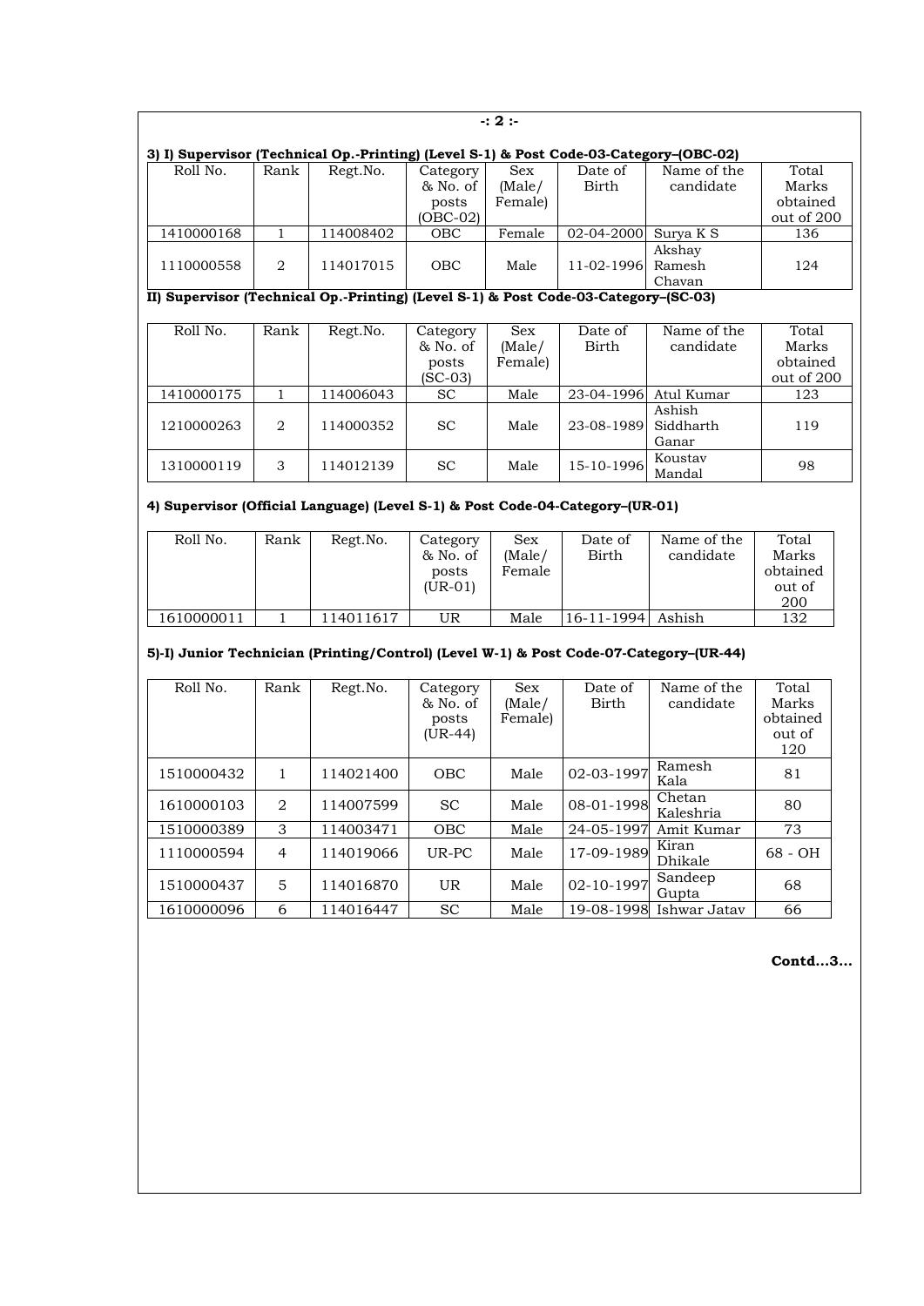### 3) I) Supervisor (Technical Op.-Printing) (Level S-1) & Post Code-03-Category–(OBC-02)

| Roll No. | Rank | Regt.No. | Category & No. of posts (OBC-02) | Sex (Male/ Female) | Date of Birth | Name of the candidate | Total Marks obtained out of 200 |
|---|---|---|---|---|---|---|---|
| 1410000168 | 1 | 114008402 | OBC | Female | 02-04-2000 | Surya K S | 136 |
| 1110000558 | 2 | 114017015 | OBC | Male | 11-02-1996 | Akshay Ramesh Chavan | 124 |

### II) Supervisor (Technical Op.-Printing) (Level S-1) & Post Code-03-Category–(SC-03)

| Roll No. | Rank | Regt.No. | Category & No. of posts (SC-03) | Sex (Male/ Female) | Date of Birth | Name of the candidate | Total Marks obtained out of 200 |
|---|---|---|---|---|---|---|---|
| 1410000175 | 1 | 114006043 | SC | Male | 23-04-1996 | Atul Kumar | 123 |
| 1210000263 | 2 | 114000352 | SC | Male | 23-08-1989 | Ashish Siddharth Ganar | 119 |
| 1310000119 | 3 | 114012139 | SC | Male | 15-10-1996 | Koustav Mandal | 98 |

### 4) Supervisor (Official Language) (Level S-1) & Post Code-04-Category–(UR-01)

| Roll No. | Rank | Regt.No. | Category & No. of posts (UR-01) | Sex (Male/ Female | Date of Birth | Name of the candidate | Total Marks obtained out of 200 |
|---|---|---|---|---|---|---|---|
| 1610000011 | 1 | 114011617 | UR | Male | 16-11-1994 | Ashish | 132 |

### 5)-I) Junior Technician (Printing/Control) (Level W-1) & Post Code-07-Category–(UR-44)

| Roll No. | Rank | Regt.No. | Category & No. of posts (UR-44) | Sex (Male/ Female) | Date of Birth | Name of the candidate | Total Marks obtained out of 120 |
|---|---|---|---|---|---|---|---|
| 1510000432 | 1 | 114021400 | OBC | Male | 02-03-1997 | Ramesh Kala | 81 |
| 1610000103 | 2 | 114007599 | SC | Male | 08-01-1998 | Chetan Kaleshria | 80 |
| 1510000389 | 3 | 114003471 | OBC | Male | 24-05-1997 | Amit Kumar | 73 |
| 1110000594 | 4 | 114019066 | UR-PC | Male | 17-09-1989 | Kiran Dhikale | 68 - OH |
| 1510000437 | 5 | 114016870 | UR | Male | 02-10-1997 | Sandeep Gupta | 68 |
| 1610000096 | 6 | 114016447 | SC | Male | 19-08-1998 | Ishwar Jatav | 66 |

**Contd...3...**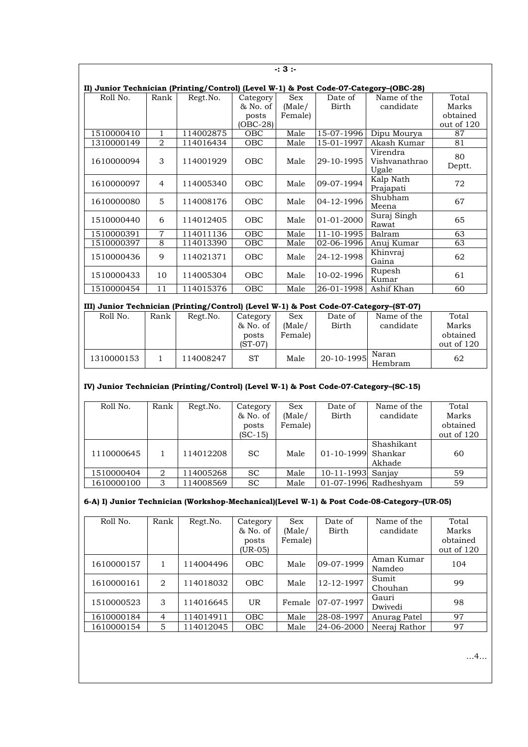**II) Junior Technician (Printing/Control) (Level W-1) & Post Code-07-Category–(OBC-28)**

| Roll No. | Rank | Regt.No. | Category & No. of posts (OBC-28) | Sex (Male/ Female) | Date of Birth | Name of the candidate | Total Marks obtained out of 120 |
|---|---|---|---|---|---|---|---|
| 1510000410 | 1 | 114002875 | OBC | Male | 15-07-1996 | Dipu Mourya | 87 |
| 1310000149 | 2 | 114016434 | OBC | Male | 15-01-1997 | Akash Kumar | 81 |
| 1610000094 | 3 | 114001929 | OBC | Male | 29-10-1995 | Virendra Vishvanathrao Ugale | 80 Deptt. |
| 1610000097 | 4 | 114005340 | OBC | Male | 09-07-1994 | Kalp Nath Prajapati | 72 |
| 1610000080 | 5 | 114008176 | OBC | Male | 04-12-1996 | Shubham Meena | 67 |
| 1510000440 | 6 | 114012405 | OBC | Male | 01-01-2000 | Suraj Singh Rawat | 65 |
| 1510000391 | 7 | 114011136 | OBC | Male | 11-10-1995 | Balram | 63 |
| 1510000397 | 8 | 114013390 | OBC | Male | 02-06-1996 | Anuj Kumar | 63 |
| 1510000436 | 9 | 114021371 | OBC | Male | 24-12-1998 | Khinvraj Gaina | 62 |
| 1510000433 | 10 | 114005304 | OBC | Male | 10-02-1996 | Rupesh Kumar | 61 |
| 1510000454 | 11 | 114015376 | OBC | Male | 26-01-1998 | Ashif Khan | 60 |

**III) Junior Technician (Printing/Control) (Level W-1) & Post Code-07-Category–(ST-07)**

| Roll No. | Rank | Regt.No. | Category & No. of posts (ST-07) | Sex (Male/ Female) | Date of Birth | Name of the candidate | Total Marks obtained out of 120 |
|---|---|---|---|---|---|---|---|
| 1310000153 | 1 | 114008247 | ST | Male | 20-10-1995 | Naran Hembram | 62 |

**IV) Junior Technician (Printing/Control) (Level W-1) & Post Code-07-Category–(SC-15)**

| Roll No. | Rank | Regt.No. | Category & No. of posts (SC-15) | Sex (Male/ Female) | Date of Birth | Name of the candidate | Total Marks obtained out of 120 |
|---|---|---|---|---|---|---|---|
| 1110000645 | 1 | 114012208 | SC | Male | 01-10-1999 | Shashikant Shankar Akhade | 60 |
| 1510000404 | 2 | 114005268 | SC | Male | 10-11-1993 | Sanjay | 59 |
| 1610000100 | 3 | 114008569 | SC | Male | 01-07-1996 | Radheshyam | 59 |

**6-A) I) Junior Technician (Workshop-Mechanical)(Level W-1) & Post Code-08-Category–(UR-05)**

| Roll No. | Rank | Regt.No. | Category & No. of posts (UR-05) | Sex (Male/ Female) | Date of Birth | Name of the candidate | Total Marks obtained out of 120 |
|---|---|---|---|---|---|---|---|
| 1610000157 | 1 | 114004496 | OBC | Male | 09-07-1999 | Aman Kumar Namdeo | 104 |
| 1610000161 | 2 | 114018032 | OBC | Male | 12-12-1997 | Sumit Chouhan | 99 |
| 1510000523 | 3 | 114016645 | UR | Female | 07-07-1997 | Gauri Dwivedi | 98 |
| 1610000184 | 4 | 114014911 | OBC | Male | 28-08-1997 | Anurag Patel | 97 |
| 1610000154 | 5 | 114012045 | OBC | Male | 24-06-2000 | Neeraj Rathor | 97 |

…4…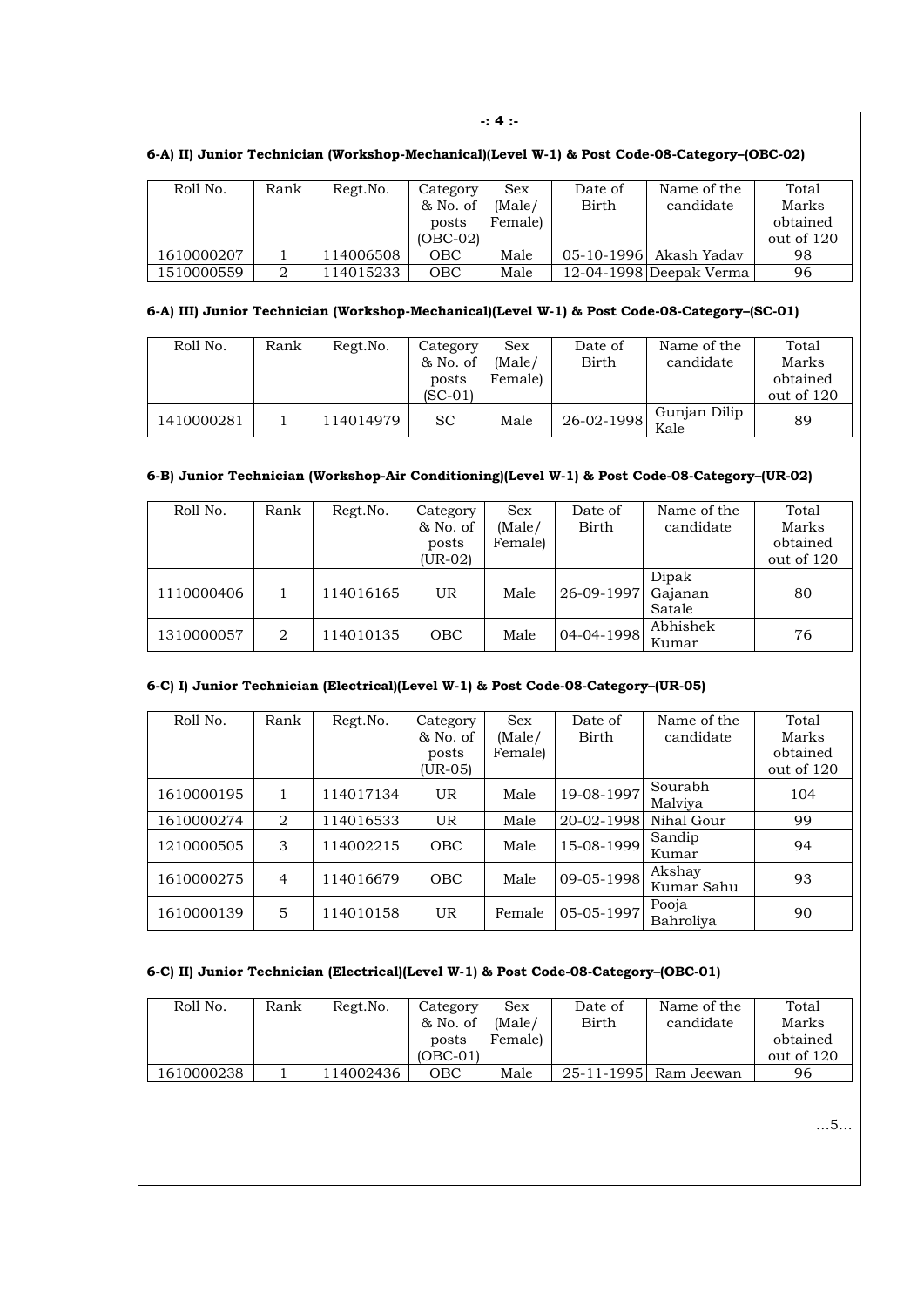**6-A) II) Junior Technician (Workshop-Mechanical)(Level W-1) & Post Code-08-Category–(OBC-02)**

| Roll No. | Rank | Regt.No. | Category & No. of posts (OBC-02) | Sex (Male/ Female) | Date of Birth | Name of the candidate | Total Marks obtained out of 120 |
|---|---|---|---|---|---|---|---|
| 1610000207 | 1 | 114006508 | OBC | Male | 05-10-1996 | Akash Yadav | 98 |
| 1510000559 | 2 | 114015233 | OBC | Male | 12-04-1998 | Deepak Verma | 96 |

**6-A) III) Junior Technician (Workshop-Mechanical)(Level W-1) & Post Code-08-Category–(SC-01)**

| Roll No. | Rank | Regt.No. | Category & No. of posts (SC-01) | Sex (Male/ Female) | Date of Birth | Name of the candidate | Total Marks obtained out of 120 |
|---|---|---|---|---|---|---|---|
| 1410000281 | 1 | 114014979 | SC | Male | 26-02-1998 | Gunjan Dilip Kale | 89 |

**6-B) Junior Technician (Workshop-Air Conditioning)(Level W-1) & Post Code-08-Category–(UR-02)**

| Roll No. | Rank | Regt.No. | Category & No. of posts (UR-02) | Sex (Male/ Female) | Date of Birth | Name of the candidate | Total Marks obtained out of 120 |
|---|---|---|---|---|---|---|---|
| 1110000406 | 1 | 114016165 | UR | Male | 26-09-1997 | Dipak Gajanan Satale | 80 |
| 1310000057 | 2 | 114010135 | OBC | Male | 04-04-1998 | Abhishek Kumar | 76 |

**6-C) I) Junior Technician (Electrical)(Level W-1) & Post Code-08-Category–(UR-05)**

| Roll No. | Rank | Regt.No. | Category & No. of posts (UR-05) | Sex (Male/ Female) | Date of Birth | Name of the candidate | Total Marks obtained out of 120 |
|---|---|---|---|---|---|---|---|
| 1610000195 | 1 | 114017134 | UR | Male | 19-08-1997 | Sourabh Malviya | 104 |
| 1610000274 | 2 | 114016533 | UR | Male | 20-02-1998 | Nihal Gour | 99 |
| 1210000505 | 3 | 114002215 | OBC | Male | 15-08-1999 | Sandip Kumar | 94 |
| 1610000275 | 4 | 114016679 | OBC | Male | 09-05-1998 | Akshay Kumar Sahu | 93 |
| 1610000139 | 5 | 114010158 | UR | Female | 05-05-1997 | Pooja Bahroliya | 90 |

**6-C) II) Junior Technician (Electrical)(Level W-1) & Post Code-08-Category–(OBC-01)**

| Roll No. | Rank | Regt.No. | Category & No. of posts (OBC-01) | Sex (Male/ Female) | Date of Birth | Name of the candidate | Total Marks obtained out of 120 |
|---|---|---|---|---|---|---|---|
| 1610000238 | 1 | 114002436 | OBC | Male | 25-11-1995 | Ram Jeewan | 96 |

…5…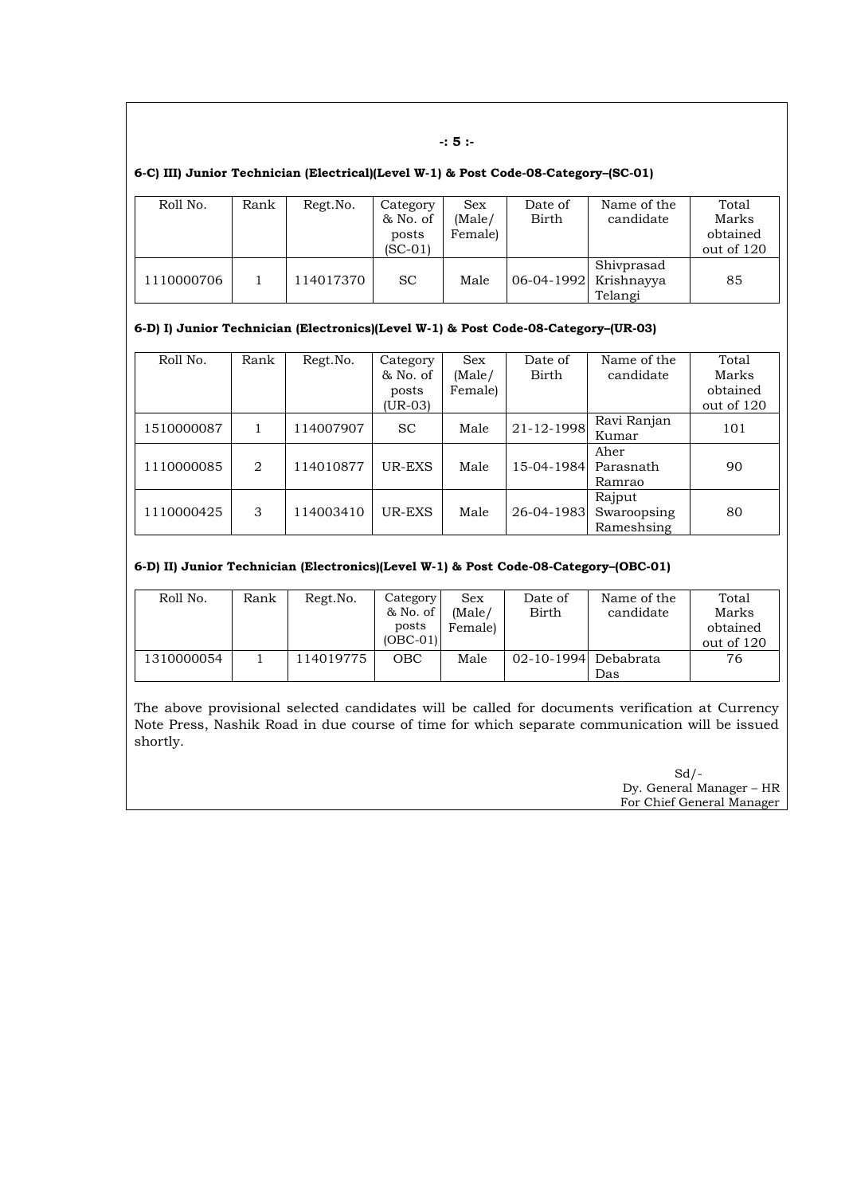**6-C) III) Junior Technician (Electrical)(Level W-1) & Post Code-08-Category–(SC-01)**

| Roll No. | Rank | Regt.No. | Category & No. of posts (SC-01) | Sex (Male/ Female) | Date of Birth | Name of the candidate | Total Marks obtained out of 120 |
|---|---|---|---|---|---|---|---|
| 1110000706 | 1 | 114017370 | SC | Male | 06-04-1992 | Shivprasad Krishnayya Telangi | 85 |

**6-D) I) Junior Technician (Electronics)(Level W-1) & Post Code-08-Category–(UR-03)**

| Roll No. | Rank | Regt.No. | Category & No. of posts (UR-03) | Sex (Male/ Female) | Date of Birth | Name of the candidate | Total Marks obtained out of 120 |
|---|---|---|---|---|---|---|---|
| 1510000087 | 1 | 114007907 | SC | Male | 21-12-1998 | Ravi Ranjan Kumar | 101 |
| 1110000085 | 2 | 114010877 | UR-EXS | Male | 15-04-1984 | Aher Parasnath Ramrao | 90 |
| 1110000425 | 3 | 114003410 | UR-EXS | Male | 26-04-1983 | Rajput Swaroopsing Rameshsing | 80 |

**6-D) II) Junior Technician (Electronics)(Level W-1) & Post Code-08-Category–(OBC-01)**

| Roll No. | Rank | Regt.No. | Category & No. of posts (OBC-01) | Sex (Male/ Female) | Date of Birth | Name of the candidate | Total Marks obtained out of 120 |
|---|---|---|---|---|---|---|---|
| 1310000054 | 1 | 114019775 | OBC | Male | 02-10-1994 | Debabrata Das | 76 |

The above provisional selected candidates will be called for documents verification at Currency Note Press, Nashik Road in due course of time for which separate communication will be issued shortly.

Sd/-
Dy. General Manager – HR
For Chief General Manager